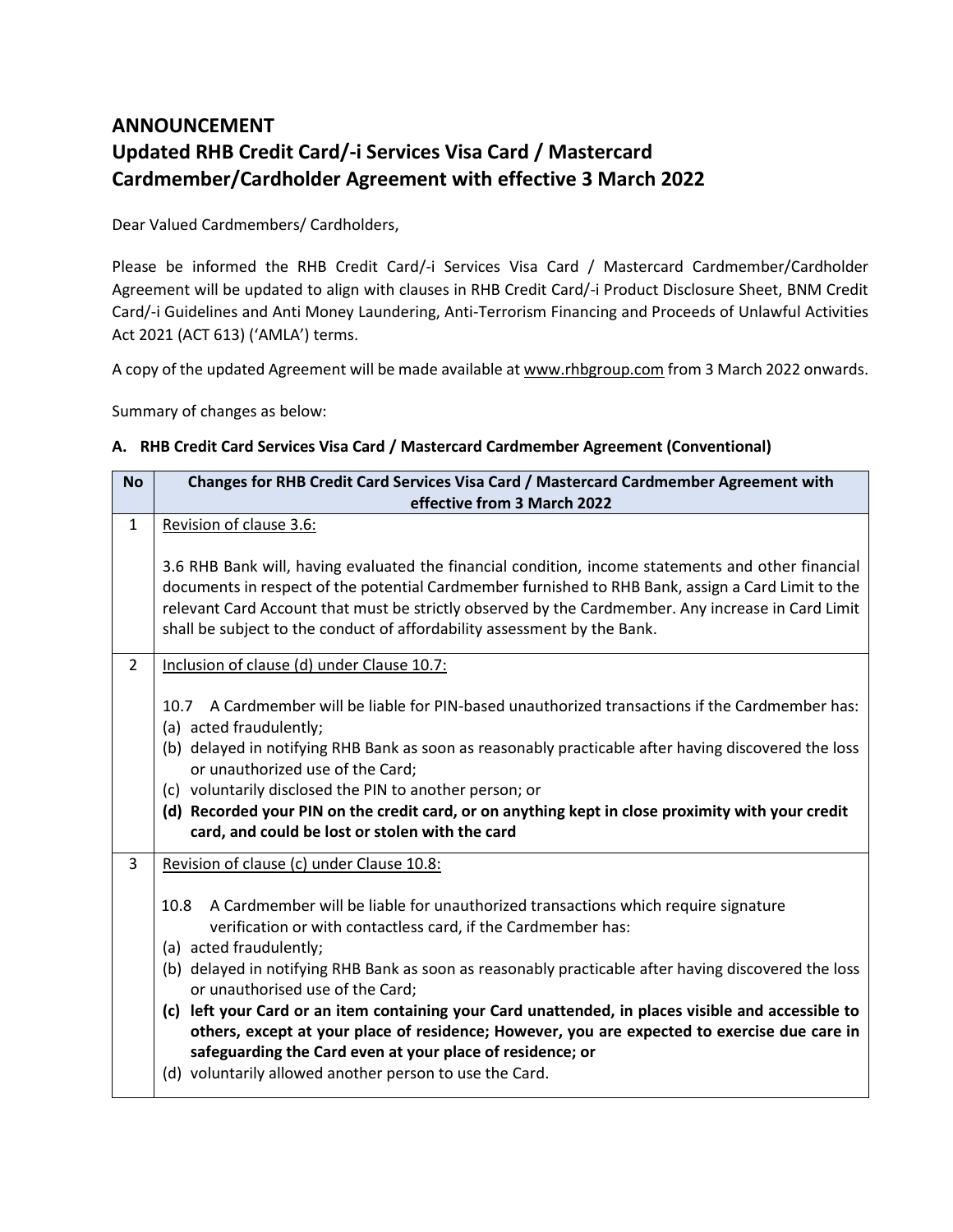# ANNOUNCEMENT

## Updated RHB Credit Card/-i Services Visa Card / Mastercard Cardmember/Cardholder Agreement with effective 3 March 2022

Dear Valued Cardmembers/ Cardholders,

Please be informed the RHB Credit Card/-i Services Visa Card / Mastercard Cardmember/Cardholder Agreement will be updated to align with clauses in RHB Credit Card/-i Product Disclosure Sheet, BNM Credit Card/-i Guidelines and Anti Money Laundering, Anti-Terrorism Financing and Proceeds of Unlawful Activities Act 2021 (ACT 613) ('AMLA') terms.

A copy of the updated Agreement will be made available at www.rhbgroup.com from 3 March 2022 onwards.

Summary of changes as below:

### A. RHB Credit Card Services Visa Card / Mastercard Cardmember Agreement (Conventional)

| No | Changes for RHB Credit Card Services Visa Card / Mastercard Cardmember Agreement with effective from 3 March 2022 |
|---|---|
| 1 | Revision of clause 3.6:<br><br>3.6 RHB Bank will, having evaluated the financial condition, income statements and other financial documents in respect of the potential Cardmember furnished to RHB Bank, assign a Card Limit to the relevant Card Account that must be strictly observed by the Cardmember. Any increase in Card Limit shall be subject to the conduct of affordability assessment by the Bank. |
| 2 | Inclusion of clause (d) under Clause 10.7:<br><br>10.7 A Cardmember will be liable for PIN-based unauthorized transactions if the Cardmember has:<br>(a) acted fraudulently;<br>(b) delayed in notifying RHB Bank as soon as reasonably practicable after having discovered the loss or unauthorized use of the Card;<br>(c) voluntarily disclosed the PIN to another person; or<br>**(d) Recorded your PIN on the credit card, or on anything kept in close proximity with your credit card, and could be lost or stolen with the card** |
| 3 | Revision of clause (c) under Clause 10.8:<br><br>10.8 A Cardmember will be liable for unauthorized transactions which require signature verification or with contactless card, if the Cardmember has:<br>(a) acted fraudulently;<br>(b) delayed in notifying RHB Bank as soon as reasonably practicable after having discovered the loss or unauthorised use of the Card;<br>**(c) left your Card or an item containing your Card unattended, in places visible and accessible to others, except at your place of residence; However, you are expected to exercise due care in safeguarding the Card even at your place of residence; or**<br>(d) voluntarily allowed another person to use the Card. |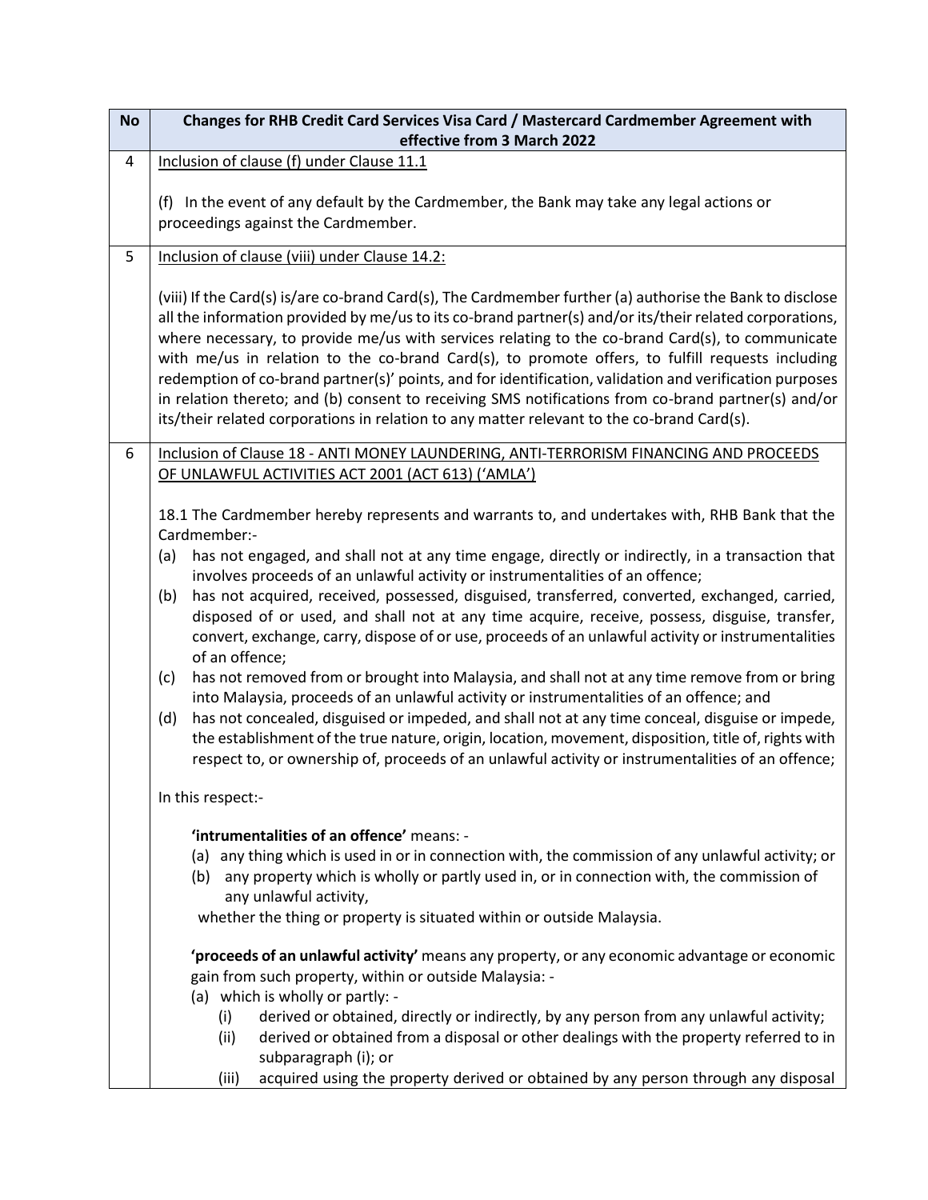| No | Changes for RHB Credit Card Services Visa Card / Mastercard Cardmember Agreement with effective from 3 March 2022 |
|---|---|
| 4 | Inclusion of clause (f) under Clause 11.1<br><br>(f) In the event of any default by the Cardmember, the Bank may take any legal actions or proceedings against the Cardmember. |
| 5 | Inclusion of clause (viii) under Clause 14.2:<br><br>(viii) If the Card(s) is/are co-brand Card(s), The Cardmember further (a) authorise the Bank to disclose all the information provided by me/us to its co-brand partner(s) and/or its/their related corporations, where necessary, to provide me/us with services relating to the co-brand Card(s), to communicate with me/us in relation to the co-brand Card(s), to promote offers, to fulfill requests including redemption of co-brand partner(s)' points, and for identification, validation and verification purposes in relation thereto; and (b) consent to receiving SMS notifications from co-brand partner(s) and/or its/their related corporations in relation to any matter relevant to the co-brand Card(s). |
| 6 | Inclusion of Clause 18 - ANTI MONEY LAUNDERING, ANTI-TERRORISM FINANCING AND PROCEEDS OF UNLAWFUL ACTIVITIES ACT 2001 (ACT 613) ('AMLA')<br><br>18.1 The Cardmember hereby represents and warrants to, and undertakes with, RHB Bank that the Cardmember:-<br>(a) has not engaged, and shall not at any time engage, directly or indirectly, in a transaction that involves proceeds of an unlawful activity or instrumentalities of an offence;<br>(b) has not acquired, received, possessed, disguised, transferred, converted, exchanged, carried, disposed of or used, and shall not at any time acquire, receive, possess, disguise, transfer, convert, exchange, carry, dispose of or use, proceeds of an unlawful activity or instrumentalities of an offence;<br>(c) has not removed from or brought into Malaysia, and shall not at any time remove from or bring into Malaysia, proceeds of an unlawful activity or instrumentalities of an offence; and<br>(d) has not concealed, disguised or impeded, and shall not at any time conceal, disguise or impede, the establishment of the true nature, origin, location, movement, disposition, title of, rights with respect to, or ownership of, proceeds of an unlawful activity or instrumentalities of an offence;<br><br>In this respect:-<br><br>**'intrumentalities of an offence'** means: -<br>(a) any thing which is used in or in connection with, the commission of any unlawful activity; or<br>(b) any property which is wholly or partly used in, or in connection with, the commission of any unlawful activity,<br>whether the thing or property is situated within or outside Malaysia.<br><br>**'proceeds of an unlawful activity'** means any property, or any economic advantage or economic gain from such property, within or outside Malaysia: -<br>(a) which is wholly or partly: -<br>(i) derived or obtained, directly or indirectly, by any person from any unlawful activity;<br>(ii) derived or obtained from a disposal or other dealings with the property referred to in subparagraph (i); or<br>(iii) acquired using the property derived or obtained by any person through any disposal |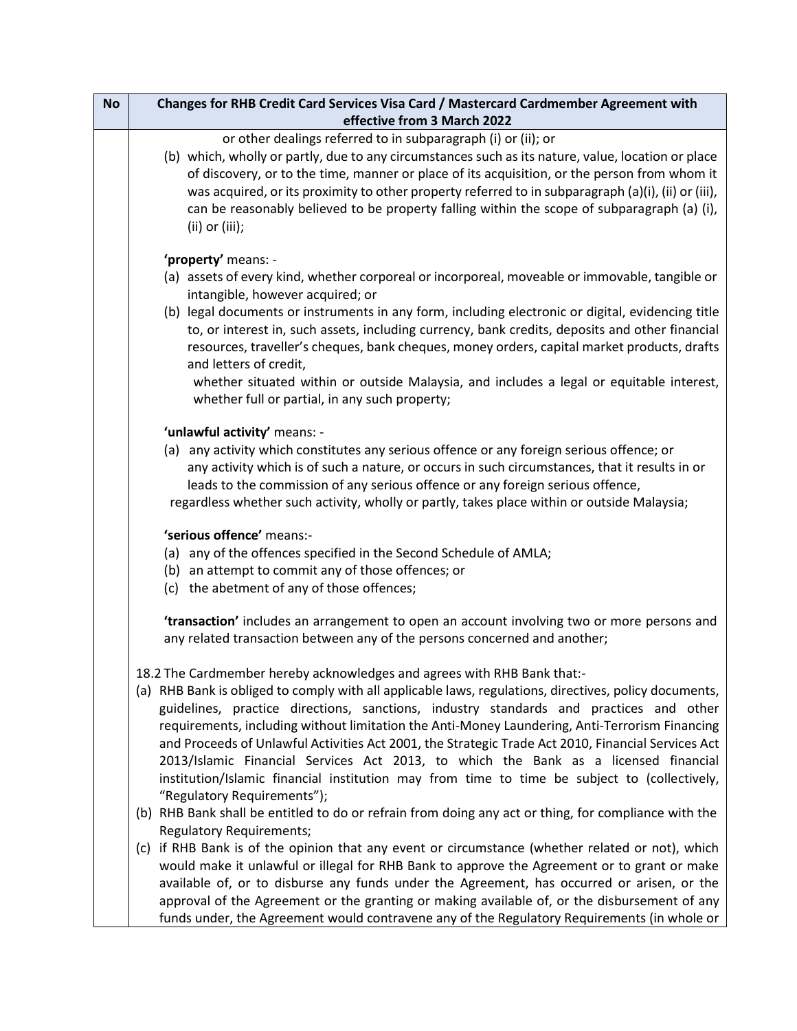| No | Changes for RHB Credit Card Services Visa Card / Mastercard Cardmember Agreement with effective from 3 March 2022 |
|---|---|
| | or other dealings referred to in subparagraph (i) or (ii); or<br>(b) which, wholly or partly, due to any circumstances such as its nature, value, location or place of discovery, or to the time, manner or place of its acquisition, or the person from whom it was acquired, or its proximity to other property referred to in subparagraph (a)(i), (ii) or (iii), can be reasonably believed to be property falling within the scope of subparagraph (a) (i), (ii) or (iii);<br><br>**'property'** means: -<br>(a) assets of every kind, whether corporeal or incorporeal, moveable or immovable, tangible or intangible, however acquired; or<br>(b) legal documents or instruments in any form, including electronic or digital, evidencing title to, or interest in, such assets, including currency, bank credits, deposits and other financial resources, traveller's cheques, bank cheques, money orders, capital market products, drafts and letters of credit,<br>whether situated within or outside Malaysia, and includes a legal or equitable interest, whether full or partial, in any such property;<br><br>**'unlawful activity'** means: -<br>(a) any activity which constitutes any serious offence or any foreign serious offence; or<br>any activity which is of such a nature, or occurs in such circumstances, that it results in or leads to the commission of any serious offence or any foreign serious offence,<br>regardless whether such activity, wholly or partly, takes place within or outside Malaysia;<br><br>**'serious offence'** means:-<br>(a) any of the offences specified in the Second Schedule of AMLA;<br>(b) an attempt to commit any of those offences; or<br>(c) the abetment of any of those offences;<br><br>**'transaction'** includes an arrangement to open an account involving two or more persons and any related transaction between any of the persons concerned and another;<br><br>18.2 The Cardmember hereby acknowledges and agrees with RHB Bank that:-<br>(a) RHB Bank is obliged to comply with all applicable laws, regulations, directives, policy documents, guidelines, practice directions, sanctions, industry standards and practices and other requirements, including without limitation the Anti-Money Laundering, Anti-Terrorism Financing and Proceeds of Unlawful Activities Act 2001, the Strategic Trade Act 2010, Financial Services Act 2013/Islamic Financial Services Act 2013, to which the Bank as a licensed financial institution/Islamic financial institution may from time to time be subject to (collectively, "Regulatory Requirements");<br>(b) RHB Bank shall be entitled to do or refrain from doing any act or thing, for compliance with the Regulatory Requirements;<br>(c) if RHB Bank is of the opinion that any event or circumstance (whether related or not), which would make it unlawful or illegal for RHB Bank to approve the Agreement or to grant or make available of, or to disburse any funds under the Agreement, has occurred or arisen, or the approval of the Agreement or the granting or making available of, or the disbursement of any funds under, the Agreement would contravene any of the Regulatory Requirements (in whole or |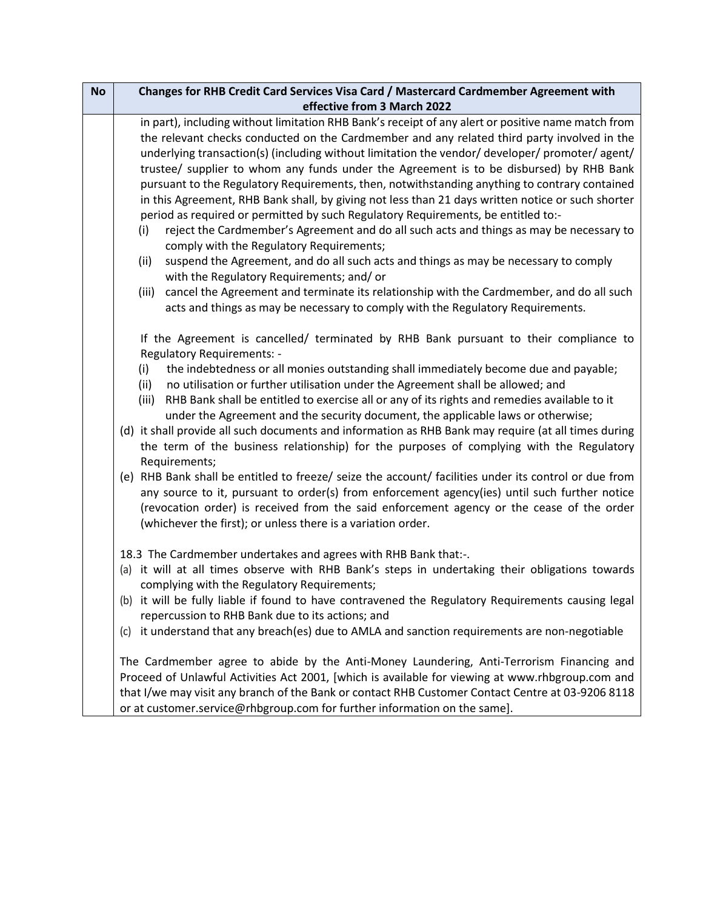| No | Changes for RHB Credit Card Services Visa Card / Mastercard Cardmember Agreement with effective from 3 March 2022 |
|---|---|
| | in part), including without limitation RHB Bank's receipt of any alert or positive name match from the relevant checks conducted on the Cardmember and any related third party involved in the underlying transaction(s) (including without limitation the vendor/ developer/ promoter/ agent/ trustee/ supplier to whom any funds under the Agreement is to be disbursed) by RHB Bank pursuant to the Regulatory Requirements, then, notwithstanding anything to contrary contained in this Agreement, RHB Bank shall, by giving not less than 21 days written notice or such shorter period as required or permitted by such Regulatory Requirements, be entitled to:-<br>(i) reject the Cardmember's Agreement and do all such acts and things as may be necessary to comply with the Regulatory Requirements;<br>(ii) suspend the Agreement, and do all such acts and things as may be necessary to comply with the Regulatory Requirements; and/ or<br>(iii) cancel the Agreement and terminate its relationship with the Cardmember, and do all such acts and things as may be necessary to comply with the Regulatory Requirements.<br><br>If the Agreement is cancelled/ terminated by RHB Bank pursuant to their compliance to Regulatory Requirements: -<br>(i) the indebtedness or all monies outstanding shall immediately become due and payable;<br>(ii) no utilisation or further utilisation under the Agreement shall be allowed; and<br>(iii) RHB Bank shall be entitled to exercise all or any of its rights and remedies available to it under the Agreement and the security document, the applicable laws or otherwise;<br>(d) it shall provide all such documents and information as RHB Bank may require (at all times during the term of the business relationship) for the purposes of complying with the Regulatory Requirements;<br>(e) RHB Bank shall be entitled to freeze/ seize the account/ facilities under its control or due from any source to it, pursuant to order(s) from enforcement agency(ies) until such further notice (revocation order) is received from the said enforcement agency or the cease of the order (whichever the first); or unless there is a variation order.<br><br>18.3 The Cardmember undertakes and agrees with RHB Bank that:-.<br>(a) it will at all times observe with RHB Bank's steps in undertaking their obligations towards complying with the Regulatory Requirements;<br>(b) it will be fully liable if found to have contravened the Regulatory Requirements causing legal repercussion to RHB Bank due to its actions; and<br>(c) it understand that any breach(es) due to AMLA and sanction requirements are non-negotiable<br><br>The Cardmember agree to abide by the Anti-Money Laundering, Anti-Terrorism Financing and Proceed of Unlawful Activities Act 2001, [which is available for viewing at www.rhbgroup.com and that I/we may visit any branch of the Bank or contact RHB Customer Contact Centre at 03-9206 8118 or at customer.service@rhbgroup.com for further information on the same]. |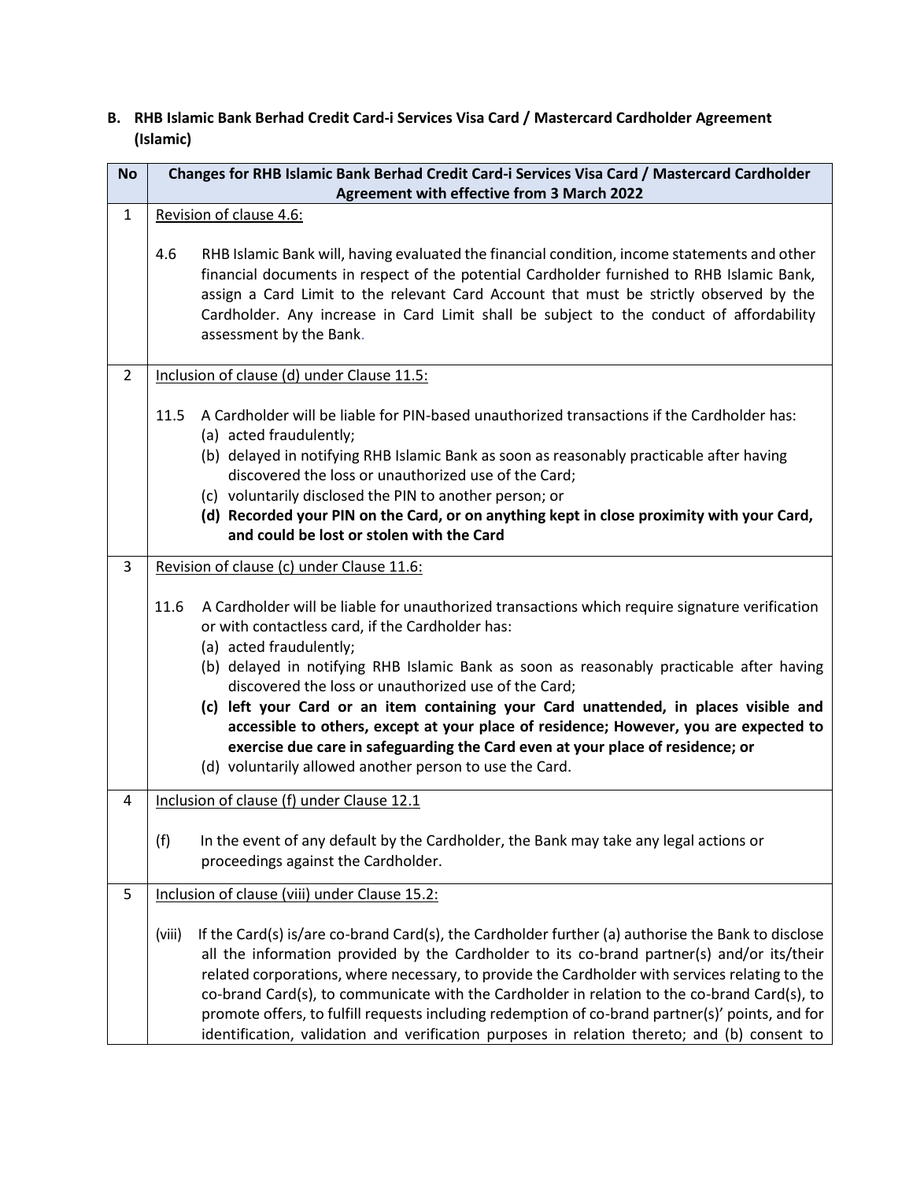### B. RHB Islamic Bank Berhad Credit Card-i Services Visa Card / Mastercard Cardholder Agreement (Islamic)

| No | Changes for RHB Islamic Bank Berhad Credit Card-i Services Visa Card / Mastercard Cardholder Agreement with effective from 3 March 2022 |
|---|---|
| 1 | Revision of clause 4.6:<br><br>4.6 RHB Islamic Bank will, having evaluated the financial condition, income statements and other financial documents in respect of the potential Cardholder furnished to RHB Islamic Bank, assign a Card Limit to the relevant Card Account that must be strictly observed by the Cardholder. Any increase in Card Limit shall be subject to the conduct of affordability assessment by the Bank. |
| 2 | Inclusion of clause (d) under Clause 11.5:<br><br>11.5 A Cardholder will be liable for PIN-based unauthorized transactions if the Cardholder has:<br>(a) acted fraudulently;<br>(b) delayed in notifying RHB Islamic Bank as soon as reasonably practicable after having discovered the loss or unauthorized use of the Card;<br>(c) voluntarily disclosed the PIN to another person; or<br>**(d) Recorded your PIN on the Card, or on anything kept in close proximity with your Card, and could be lost or stolen with the Card** |
| 3 | Revision of clause (c) under Clause 11.6:<br><br>11.6 A Cardholder will be liable for unauthorized transactions which require signature verification or with contactless card, if the Cardholder has:<br>(a) acted fraudulently;<br>(b) delayed in notifying RHB Islamic Bank as soon as reasonably practicable after having discovered the loss or unauthorized use of the Card;<br>**(c) left your Card or an item containing your Card unattended, in places visible and accessible to others, except at your place of residence; However, you are expected to exercise due care in safeguarding the Card even at your place of residence; or**<br>(d) voluntarily allowed another person to use the Card. |
| 4 | Inclusion of clause (f) under Clause 12.1<br><br>(f) In the event of any default by the Cardholder, the Bank may take any legal actions or proceedings against the Cardholder. |
| 5 | Inclusion of clause (viii) under Clause 15.2:<br><br>(viii) If the Card(s) is/are co-brand Card(s), the Cardholder further (a) authorise the Bank to disclose all the information provided by the Cardholder to its co-brand partner(s) and/or its/their related corporations, where necessary, to provide the Cardholder with services relating to the co-brand Card(s), to communicate with the Cardholder in relation to the co-brand Card(s), to promote offers, to fulfill requests including redemption of co-brand partner(s)' points, and for identification, validation and verification purposes in relation thereto; and (b) consent to |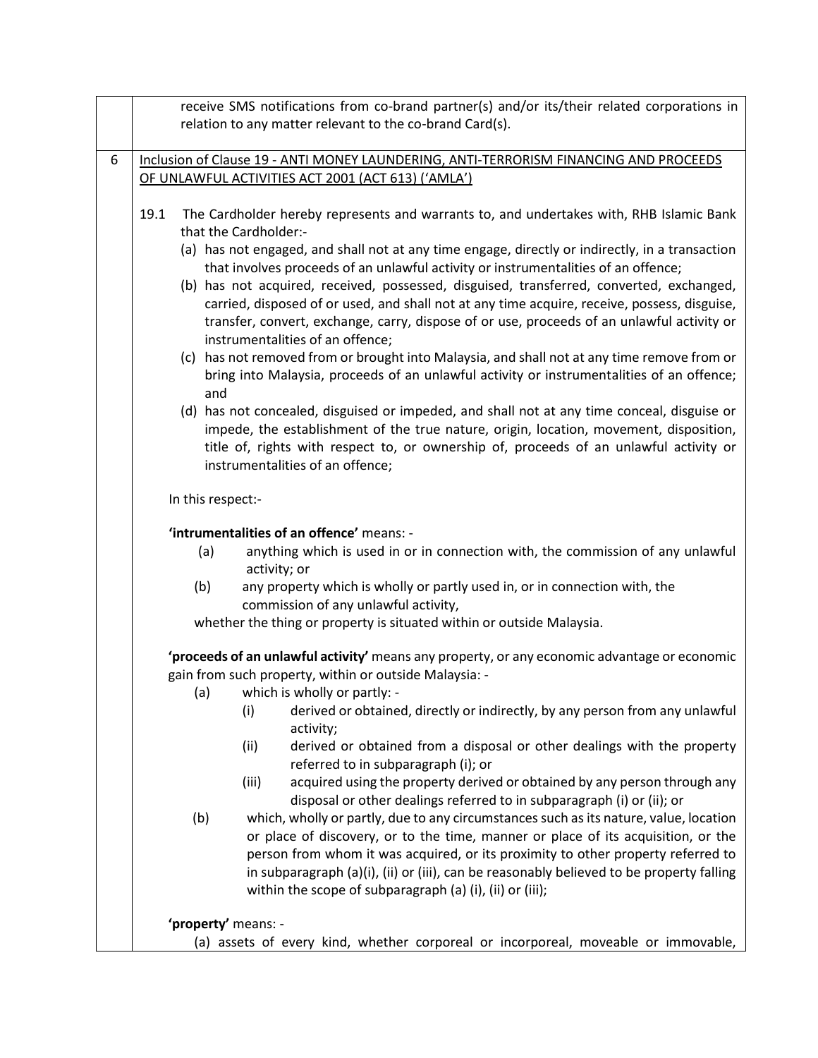| | |
|---|---|
| | receive SMS notifications from co-brand partner(s) and/or its/their related corporations in relation to any matter relevant to the co-brand Card(s). |
| 6 | <u>Inclusion of Clause 19 - ANTI MONEY LAUNDERING, ANTI-TERRORISM FINANCING AND PROCEEDS OF UNLAWFUL ACTIVITIES ACT 2001 (ACT 613) ('AMLA')</u><br><br>19.1 The Cardholder hereby represents and warrants to, and undertakes with, RHB Islamic Bank that the Cardholder:-<br>(a) has not engaged, and shall not at any time engage, directly or indirectly, in a transaction that involves proceeds of an unlawful activity or instrumentalities of an offence;<br>(b) has not acquired, received, possessed, disguised, transferred, converted, exchanged, carried, disposed of or used, and shall not at any time acquire, receive, possess, disguise, transfer, convert, exchange, carry, dispose of or use, proceeds of an unlawful activity or instrumentalities of an offence;<br>(c) has not removed from or brought into Malaysia, and shall not at any time remove from or bring into Malaysia, proceeds of an unlawful activity or instrumentalities of an offence; and<br>(d) has not concealed, disguised or impeded, and shall not at any time conceal, disguise or impede, the establishment of the true nature, origin, location, movement, disposition, title of, rights with respect to, or ownership of, proceeds of an unlawful activity or instrumentalities of an offence;<br><br>In this respect:-<br><br>**'intrumentalities of an offence'** means: -<br>(a) anything which is used in or in connection with, the commission of any unlawful activity; or<br>(b) any property which is wholly or partly used in, or in connection with, the commission of any unlawful activity,<br>whether the thing or property is situated within or outside Malaysia.<br><br>**'proceeds of an unlawful activity'** means any property, or any economic advantage or economic gain from such property, within or outside Malaysia: -<br>(a) which is wholly or partly: -<br>(i) derived or obtained, directly or indirectly, by any person from any unlawful activity;<br>(ii) derived or obtained from a disposal or other dealings with the property referred to in subparagraph (i); or<br>(iii) acquired using the property derived or obtained by any person through any disposal or other dealings referred to in subparagraph (i) or (ii); or<br>(b) which, wholly or partly, due to any circumstances such as its nature, value, location or place of discovery, or to the time, manner or place of its acquisition, or the person from whom it was acquired, or its proximity to other property referred to in subparagraph (a)(i), (ii) or (iii), can be reasonably believed to be property falling within the scope of subparagraph (a) (i), (ii) or (iii);<br><br>**'property'** means: -<br>(a) assets of every kind, whether corporeal or incorporeal, moveable or immovable, |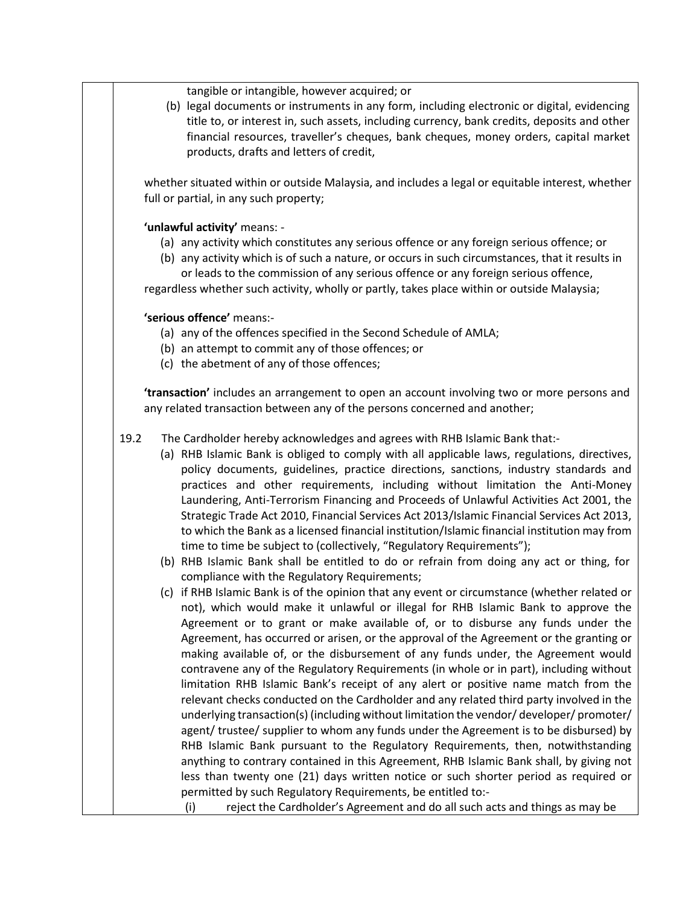tangible or intangible, however acquired; or

(b) legal documents or instruments in any form, including electronic or digital, evidencing title to, or interest in, such assets, including currency, bank credits, deposits and other financial resources, traveller's cheques, bank cheques, money orders, capital market products, drafts and letters of credit,

whether situated within or outside Malaysia, and includes a legal or equitable interest, whether full or partial, in any such property;

**'unlawful activity'** means: -

(a) any activity which constitutes any serious offence or any foreign serious offence; or
(b) any activity which is of such a nature, or occurs in such circumstances, that it results in or leads to the commission of any serious offence or any foreign serious offence,

regardless whether such activity, wholly or partly, takes place within or outside Malaysia;

**'serious offence'** means:-

(a) any of the offences specified in the Second Schedule of AMLA;
(b) an attempt to commit any of those offences; or
(c) the abetment of any of those offences;

**'transaction'** includes an arrangement to open an account involving two or more persons and any related transaction between any of the persons concerned and another;

19.2 The Cardholder hereby acknowledges and agrees with RHB Islamic Bank that:-

(a) RHB Islamic Bank is obliged to comply with all applicable laws, regulations, directives, policy documents, guidelines, practice directions, sanctions, industry standards and practices and other requirements, including without limitation the Anti-Money Laundering, Anti-Terrorism Financing and Proceeds of Unlawful Activities Act 2001, the Strategic Trade Act 2010, Financial Services Act 2013/Islamic Financial Services Act 2013, to which the Bank as a licensed financial institution/Islamic financial institution may from time to time be subject to (collectively, "Regulatory Requirements");
(b) RHB Islamic Bank shall be entitled to do or refrain from doing any act or thing, for compliance with the Regulatory Requirements;
(c) if RHB Islamic Bank is of the opinion that any event or circumstance (whether related or not), which would make it unlawful or illegal for RHB Islamic Bank to approve the Agreement or to grant or make available of, or to disburse any funds under the Agreement, has occurred or arisen, or the approval of the Agreement or the granting or making available of, or the disbursement of any funds under, the Agreement would contravene any of the Regulatory Requirements (in whole or in part), including without limitation RHB Islamic Bank's receipt of any alert or positive name match from the relevant checks conducted on the Cardholder and any related third party involved in the underlying transaction(s) (including without limitation the vendor/ developer/ promoter/ agent/ trustee/ supplier to whom any funds under the Agreement is to be disbursed) by RHB Islamic Bank pursuant to the Regulatory Requirements, then, notwithstanding anything to contrary contained in this Agreement, RHB Islamic Bank shall, by giving not less than twenty one (21) days written notice or such shorter period as required or permitted by such Regulatory Requirements, be entitled to:-
    (i) reject the Cardholder's Agreement and do all such acts and things as may be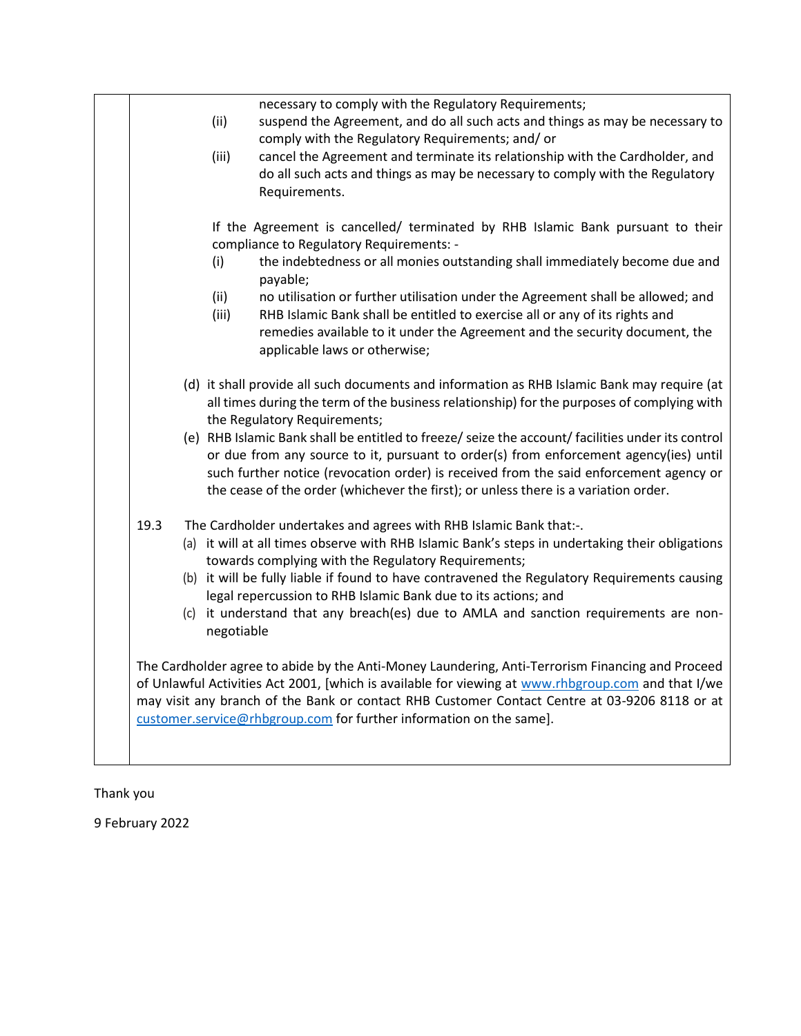necessary to comply with the Regulatory Requirements;

(ii) suspend the Agreement, and do all such acts and things as may be necessary to comply with the Regulatory Requirements; and/ or

(iii) cancel the Agreement and terminate its relationship with the Cardholder, and do all such acts and things as may be necessary to comply with the Regulatory Requirements.

If the Agreement is cancelled/ terminated by RHB Islamic Bank pursuant to their compliance to Regulatory Requirements: -

(i) the indebtedness or all monies outstanding shall immediately become due and payable;

(ii) no utilisation or further utilisation under the Agreement shall be allowed; and

(iii) RHB Islamic Bank shall be entitled to exercise all or any of its rights and remedies available to it under the Agreement and the security document, the applicable laws or otherwise;

(d) it shall provide all such documents and information as RHB Islamic Bank may require (at all times during the term of the business relationship) for the purposes of complying with the Regulatory Requirements;

(e) RHB Islamic Bank shall be entitled to freeze/ seize the account/ facilities under its control or due from any source to it, pursuant to order(s) from enforcement agency(ies) until such further notice (revocation order) is received from the said enforcement agency or the cease of the order (whichever the first); or unless there is a variation order.

19.3 The Cardholder undertakes and agrees with RHB Islamic Bank that:-.

(a) it will at all times observe with RHB Islamic Bank's steps in undertaking their obligations towards complying with the Regulatory Requirements;

(b) it will be fully liable if found to have contravened the Regulatory Requirements causing legal repercussion to RHB Islamic Bank due to its actions; and

(c) it understand that any breach(es) due to AMLA and sanction requirements are non-negotiable

The Cardholder agree to abide by the Anti-Money Laundering, Anti-Terrorism Financing and Proceed of Unlawful Activities Act 2001, [which is available for viewing at www.rhbgroup.com and that I/we may visit any branch of the Bank or contact RHB Customer Contact Centre at 03-9206 8118 or at customer.service@rhbgroup.com for further information on the same].

Thank you

9 February 2022